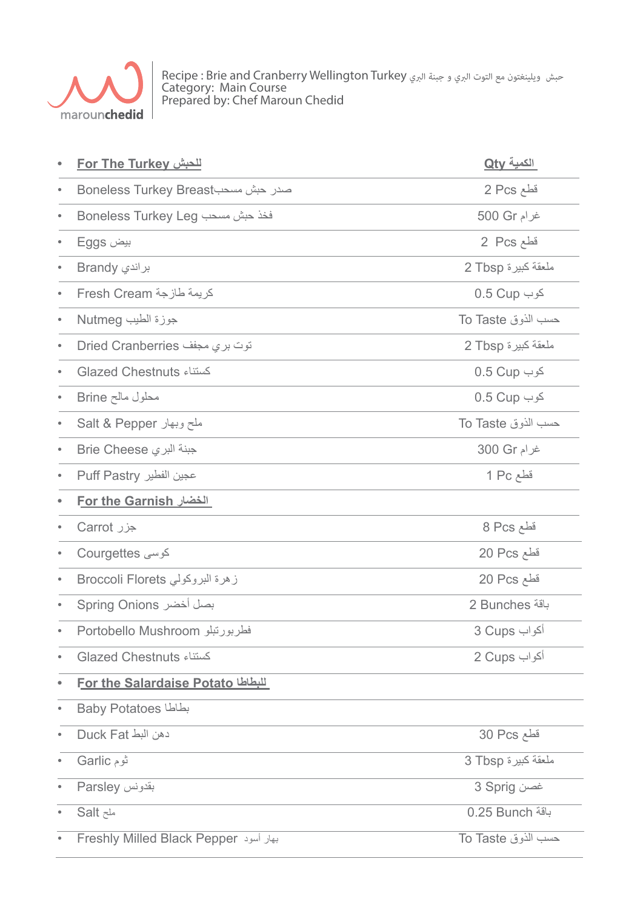maroun**chedid**

Recipe : Brie and Cranberry Wellington Turkey حبش ويلينغتون مع التوت البري و جبنة البري
Category: Main Course
Prepared by: Chef Maroun Chedid

| **For The Turkey للحبش** | **Qty الكمية** |
|---|---|
| Boneless Turkey Breast صدر حبش مسحب | 2 Pcs قطع |
| Boneless Turkey Leg فخذ حبش مسحب | 500 Gr غرام |
| Eggs بيض | 2 Pcs قطع |
| Brandy براندي | 2 Tbsp ملعقة كبيرة |
| Fresh Cream كريمة طازجة | 0.5 Cup كوب |
| Nutmeg جوزة الطيب | To Taste حسب الذوق |
| Dried Cranberries توت بري مجفف | 2 Tbsp ملعقة كبيرة |
| Glazed Chestnuts كستناء | 0.5 Cup كوب |
| Brine محلول مالح | 0.5 Cup كوب |
| Salt & Pepper ملح وبهار | To Taste حسب الذوق |
| Brie Cheese جبنة البري | 300 Gr غرام |
| Puff Pastry عجين الفطير | 1 Pc قطع |
| **For the Garnish الخضار** | |
| Carrot جزر | 8 Pcs قطع |
| Courgettes كوسى | 20 Pcs قطع |
| Broccoli Florets زهرة البروكولي | 20 Pcs قطع |
| Spring Onions بصل أخضر | 2 Bunches باقة |
| Portobello Mushroom فطربورتبلو | 3 Cups أكواب |
| Glazed Chestnuts كستناء | 2 Cups أكواب |
| **For the Salardaise Potato للبطاطا** | |
| Baby Potatoes بطاطا | |
| Duck Fat دهن البط | 30 Pcs قطع |
| Garlic ثوم | 3 Tbsp ملعقة كبيرة |
| Parsley بقدونس | 3 Sprig غصن |
| Salt ملح | 0.25 Bunch باقة |
| Freshly Milled Black Pepper بهار أسود | To Taste حسب الذوق |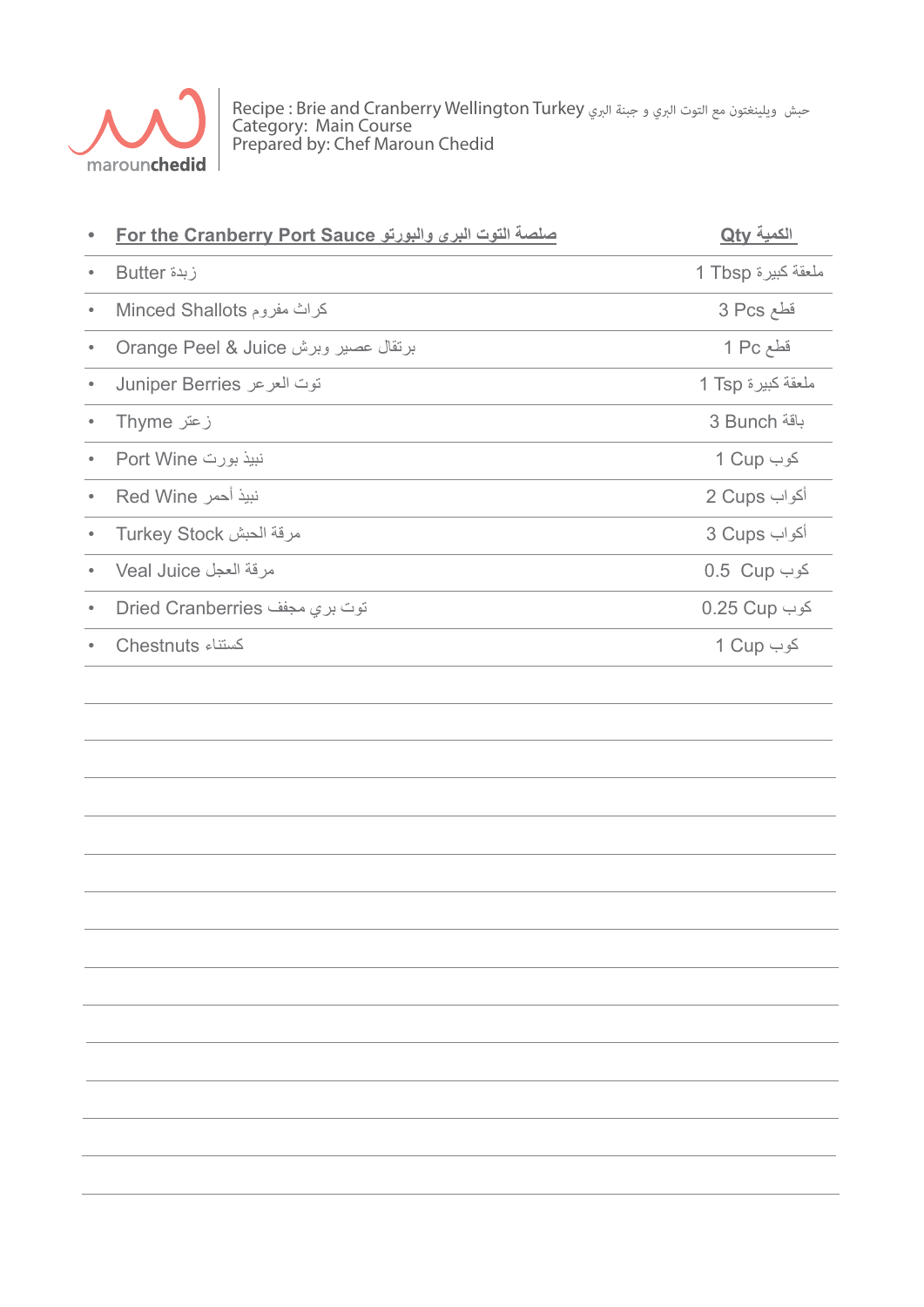marounchedid

Recipe : Brie and Cranberry Wellington Turkey حبش ويلينغتون مع التوت البري و جبنة البري
Category: Main Course
Prepared by: Chef Maroun Chedid

| **For the Cranberry Port Sauce صلصة التوت البرى والبورتو** | **Qty الكمية** |
|---|---|
| Butter زبدة | 1 Tbsp ملعقة كبيرة |
| Minced Shallots كراث مفروم | 3 Pcs قطع |
| Orange Peel & Juice برتقال عصير وبرش | 1 Pc قطع |
| Juniper Berries توت العرعر | 1 Tsp ملعقة كبيرة |
| Thyme زعتر | 3 Bunch باقة |
| Port Wine نبيذ بورت | 1 Cup كوب |
| Red Wine نبيذ أحمر | 2 Cups أكواب |
| Turkey Stock مرقة الحبش | 3 Cups أكواب |
| Veal Juice مرقة العجل | 0.5 Cup كوب |
| Dried Cranberries توت بري مجفف | 0.25 Cup كوب |
| Chestnuts كستناء | 1 Cup كوب |